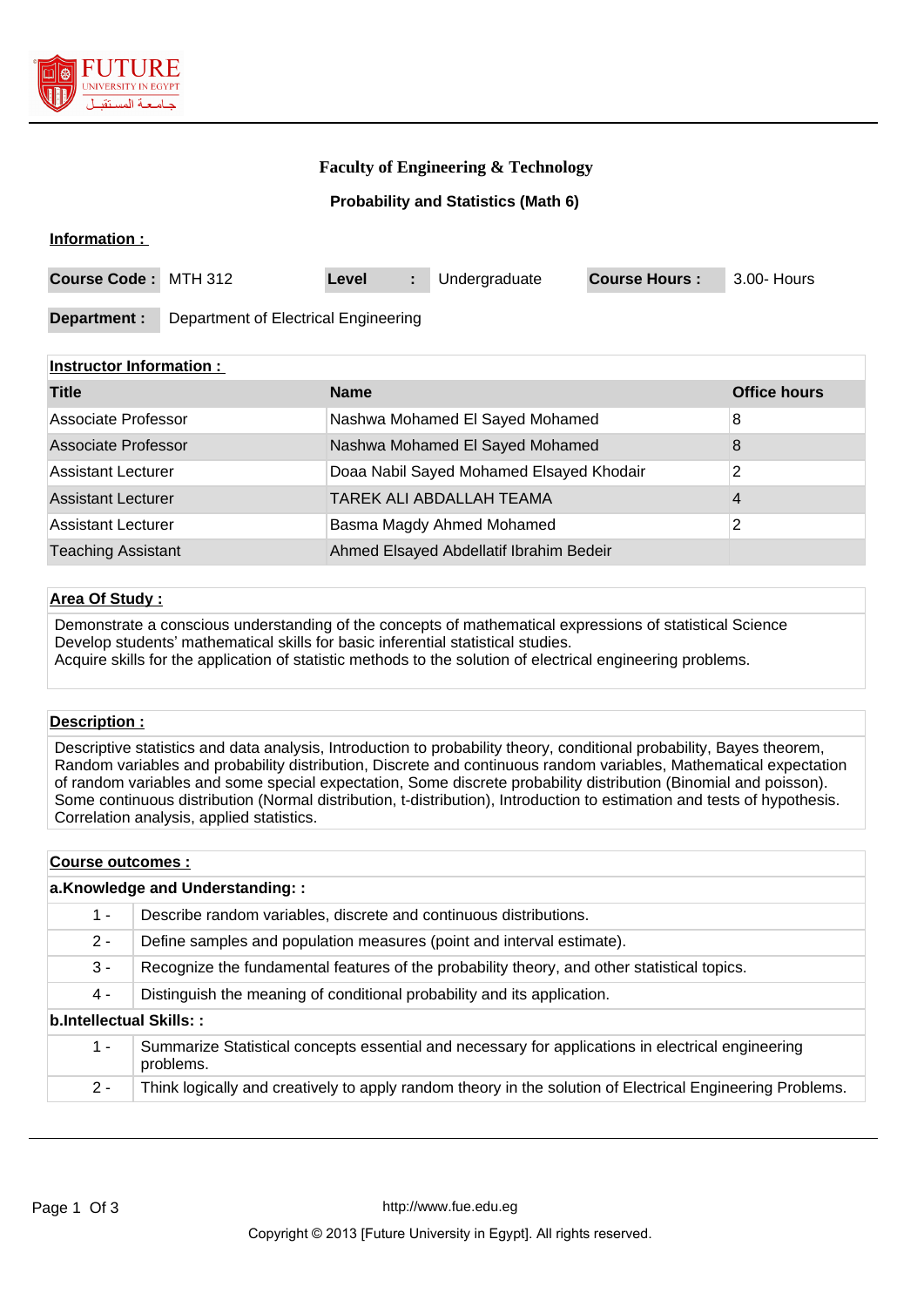# Faculty of Engineering & Technology

## Probability and Statistics (Math 6)

### Information :

| Course Code : | MTH 312 | Level : | Undergraduate | Course Hours : | 3.00- Hours |
|---|---|---|---|---|---|
| **Department :** | Department of Electrical Engineering | | | | |

### Instructor Information :

| Title | Name | Office hours |
|---|---|---|
| Associate Professor | Nashwa Mohamed El Sayed Mohamed | 8 |
| Associate Professor | Nashwa Mohamed El Sayed Mohamed | 8 |
| Assistant Lecturer | Doaa Nabil Sayed Mohamed Elsayed Khodair | 2 |
| Assistant Lecturer | TAREK ALI ABDALLAH TEAMA | 4 |
| Assistant Lecturer | Basma Magdy Ahmed Mohamed | 2 |
| Teaching Assistant | Ahmed Elsayed Abdellatif Ibrahim Bedeir | |

### Area Of Study :

Demonstrate a conscious understanding of the concepts of mathematical expressions of statistical Science
Develop students' mathematical skills for basic inferential statistical studies.
Acquire skills for the application of statistic methods to the solution of electrical engineering problems.

### Description :

Descriptive statistics and data analysis, Introduction to probability theory, conditional probability, Bayes theorem, Random variables and probability distribution, Discrete and continuous random variables, Mathematical expectation of random variables and some special expectation, Some discrete probability distribution (Binomial and poisson). Some continuous distribution (Normal distribution, t-distribution), Introduction to estimation and tests of hypothesis. Correlation analysis, applied statistics.

### Course outcomes :

**a.Knowledge and Understanding: :**

| | |
|---|---|
| 1 - | Describe random variables, discrete and continuous distributions. |
| 2 - | Define samples and population measures (point and interval estimate). |
| 3 - | Recognize the fundamental features of the probability theory, and other statistical topics. |
| 4 - | Distinguish the meaning of conditional probability and its application. |

**b.Intellectual Skills: :**

| | |
|---|---|
| 1 - | Summarize Statistical concepts essential and necessary for applications in electrical engineering problems. |
| 2 - | Think logically and creatively to apply random theory in the solution of Electrical Engineering Problems. |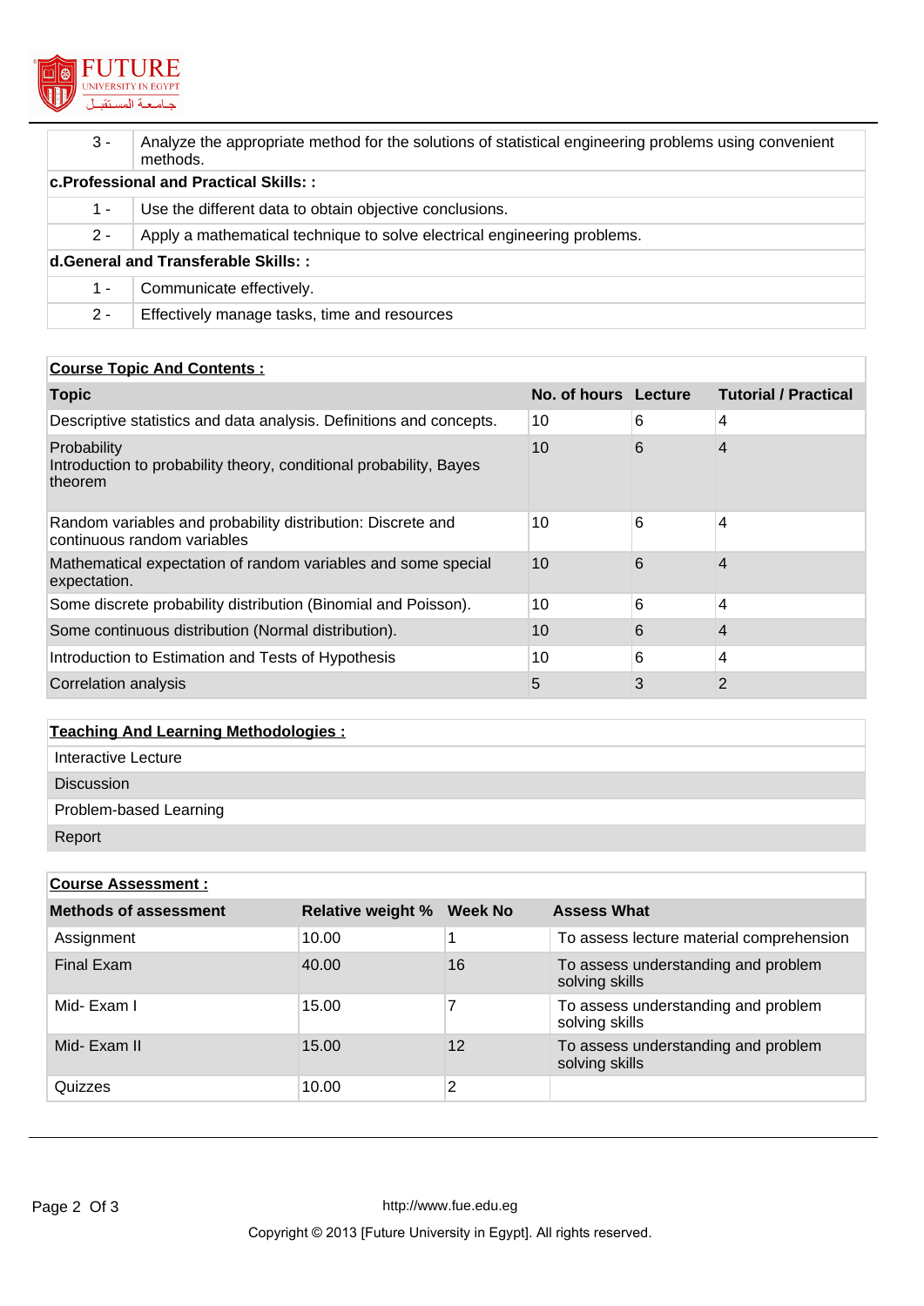| | |
|---|---|
| 3 - | Analyze the appropriate method for the solutions of statistical engineering problems using convenient methods. |
| **c.Professional and Practical Skills: :** | |
| 1 - | Use the different data to obtain objective conclusions. |
| 2 - | Apply a mathematical technique to solve electrical engineering problems. |
| **d.General and Transferable Skills: :** | |
| 1 - | Communicate effectively. |
| 2 - | Effectively manage tasks, time and resources |

**Course Topic And Contents :**

| Topic | No. of hours | Lecture | Tutorial / Practical |
|---|---|---|---|
| Descriptive statistics and data analysis. Definitions and concepts. | 10 | 6 | 4 |
| Probability<br>Introduction to probability theory, conditional probability, Bayes theorem | 10 | 6 | 4 |
| Random variables and probability distribution: Discrete and continuous random variables | 10 | 6 | 4 |
| Mathematical expectation of random variables and some special expectation. | 10 | 6 | 4 |
| Some discrete probability distribution (Binomial and Poisson). | 10 | 6 | 4 |
| Some continuous distribution (Normal distribution). | 10 | 6 | 4 |
| Introduction to Estimation and Tests of Hypothesis | 10 | 6 | 4 |
| Correlation analysis | 5 | 3 | 2 |

**Teaching And Learning Methodologies :**

- Interactive Lecture
- Discussion
- Problem-based Learning
- Report

**Course Assessment :**

| Methods of assessment | Relative weight % | Week No | Assess What |
|---|---|---|---|
| Assignment | 10.00 | 1 | To assess lecture material comprehension |
| Final Exam | 40.00 | 16 | To assess understanding and problem solving skills |
| Mid- Exam I | 15.00 | 7 | To assess understanding and problem solving skills |
| Mid- Exam II | 15.00 | 12 | To assess understanding and problem solving skills |
| Quizzes | 10.00 | 2 | |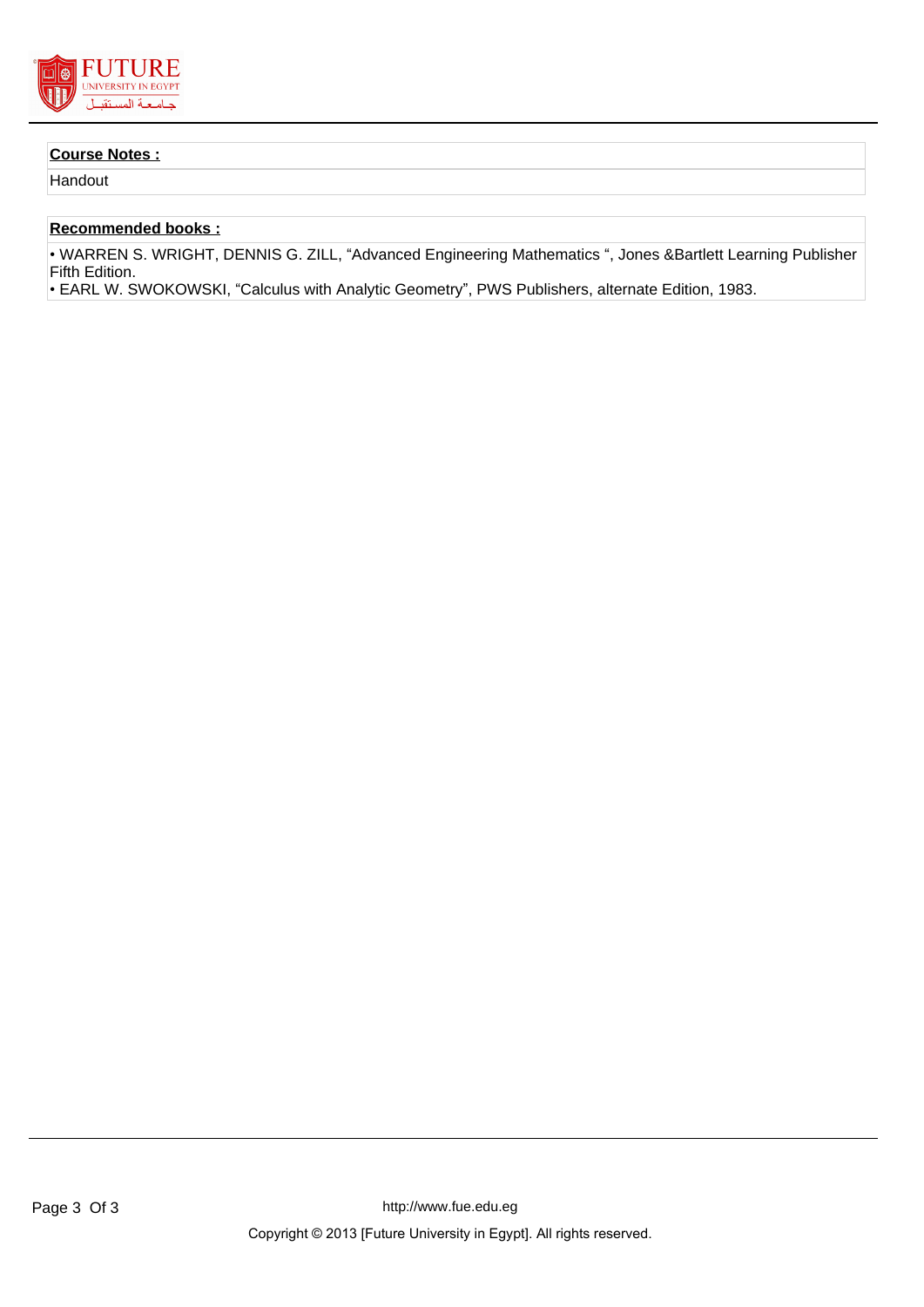**Course Notes :**

Handout

**Recommended books :**

• WARREN S. WRIGHT, DENNIS G. ZILL, “Advanced Engineering Mathematics “, Jones &Bartlett Learning Publisher Fifth Edition.
• EARL W. SWOKOWSKI, “Calculus with Analytic Geometry”, PWS Publishers, alternate Edition, 1983.